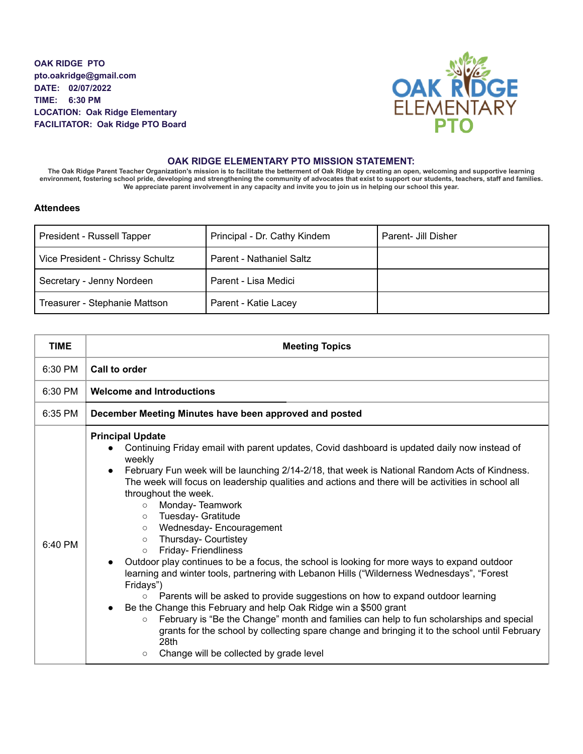**OAK RIDGE PTO**
**pto.oakridge@gmail.com**
**DATE: 02/07/2022**
**TIME: 6:30 PM**
**LOCATION: Oak Ridge Elementary**
**FACILITATOR: Oak Ridge PTO Board**

OAK RIDGE ELEMENTARY PTO

## OAK RIDGE ELEMENTARY PTO MISSION STATEMENT:

**The Oak Ridge Parent Teacher Organization's mission is to facilitate the betterment of Oak Ridge by creating an open, welcoming and supportive learning environment, fostering school pride, developing and strengthening the community of advocates that exist to support our students, teachers, staff and families. We appreciate parent involvement in any capacity and invite you to join us in helping our school this year.**

### Attendees

| President - Russell Tapper | Principal - Dr. Cathy Kindem | Parent- Jill Disher |
|---|---|---|
| Vice President - Chrissy Schultz | Parent - Nathaniel Saltz | |
| Secretary - Jenny Nordeen | Parent - Lisa Medici | |
| Treasurer - Stephanie Mattson | Parent - Katie Lacey | |

| TIME | Meeting Topics |
|---|---|
| 6:30 PM | **Call to order** |
| 6:30 PM | **Welcome and Introductions** |
| 6:35 PM | **December Meeting Minutes have been approved and posted** |
| 6:40 PM | **Principal Update**<br>• Continuing Friday email with parent updates, Covid dashboard is updated daily now instead of weekly<br>• February Fun week will be launching 2/14-2/18, that week is National Random Acts of Kindness. The week will focus on leadership qualities and actions and there will be activities in school all throughout the week.<br>  ○ Monday- Teamwork<br>  ○ Tuesday- Gratitude<br>  ○ Wednesday- Encouragement<br>  ○ Thursday- Courtistey<br>  ○ Friday- Friendliness<br>• Outdoor play continues to be a focus, the school is looking for more ways to expand outdoor learning and winter tools, partnering with Lebanon Hills ("Wilderness Wednesdays", "Forest Fridays")<br>  ○ Parents will be asked to provide suggestions on how to expand outdoor learning<br>• Be the Change this February and help Oak Ridge win a $500 grant<br>  ○ February is "Be the Change" month and families can help to fun scholarships and special grants for the school by collecting spare change and bringing it to the school until February 28th<br>  ○ Change will be collected by grade level |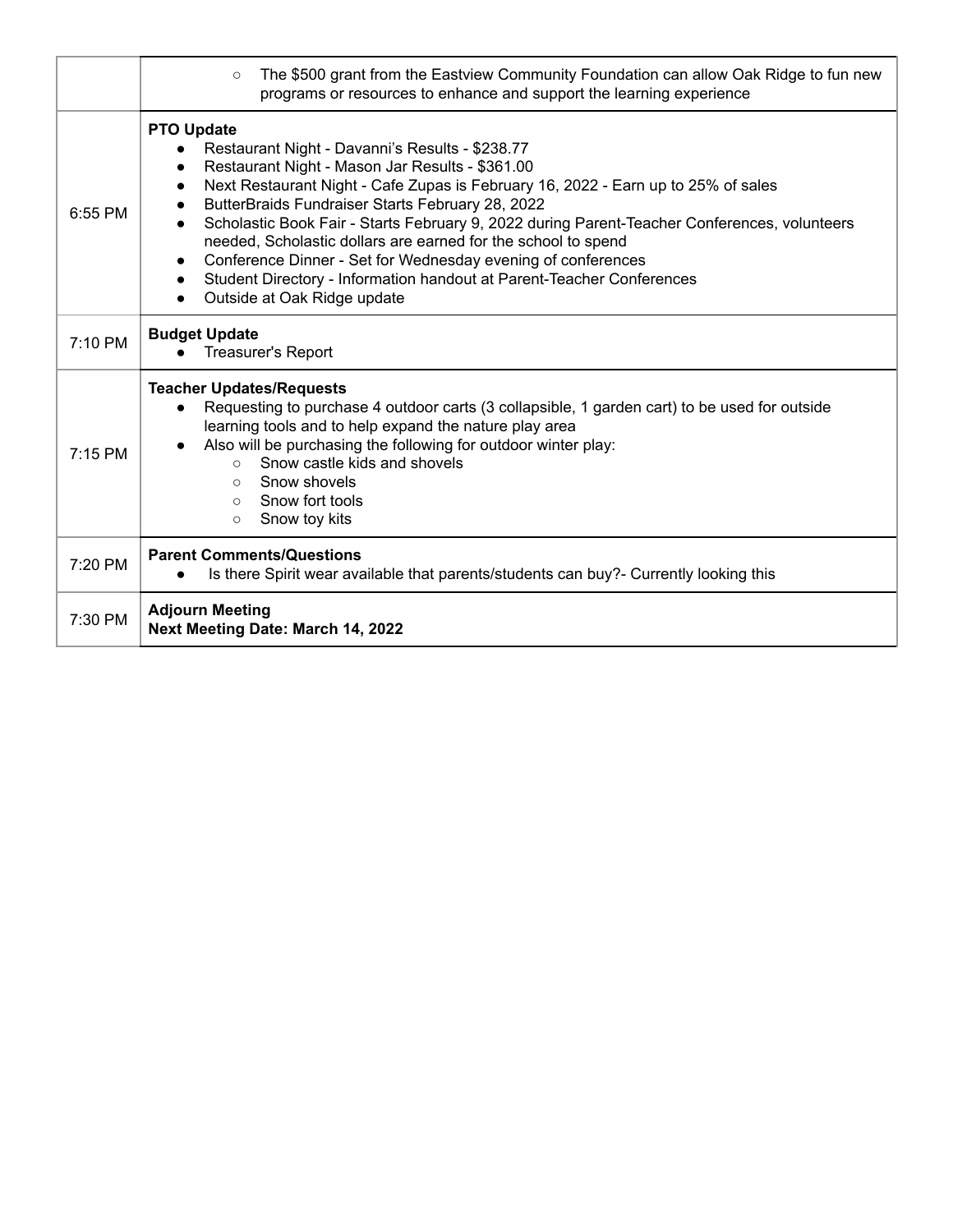| | |
|---|---|
| | ○ The $500 grant from the Eastview Community Foundation can allow Oak Ridge to fun new programs or resources to enhance and support the learning experience |
| 6:55 PM | **PTO Update**<br>● Restaurant Night - Davanni's Results - $238.77<br>● Restaurant Night - Mason Jar Results - $361.00<br>● Next Restaurant Night - Cafe Zupas is February 16, 2022 - Earn up to 25% of sales<br>● ButterBraids Fundraiser Starts February 28, 2022<br>● Scholastic Book Fair - Starts February 9, 2022 during Parent-Teacher Conferences, volunteers needed, Scholastic dollars are earned for the school to spend<br>● Conference Dinner - Set for Wednesday evening of conferences<br>● Student Directory - Information handout at Parent-Teacher Conferences<br>● Outside at Oak Ridge update |
| 7:10 PM | **Budget Update**<br>● Treasurer's Report |
| 7:15 PM | **Teacher Updates/Requests**<br>● Requesting to purchase 4 outdoor carts (3 collapsible, 1 garden cart) to be used for outside learning tools and to help expand the nature play area<br>● Also will be purchasing the following for outdoor winter play:<br>○ Snow castle kids and shovels<br>○ Snow shovels<br>○ Snow fort tools<br>○ Snow toy kits |
| 7:20 PM | **Parent Comments/Questions**<br>● Is there Spirit wear available that parents/students can buy?- Currently looking this |
| 7:30 PM | **Adjourn Meeting**<br>**Next Meeting Date: March 14, 2022** |